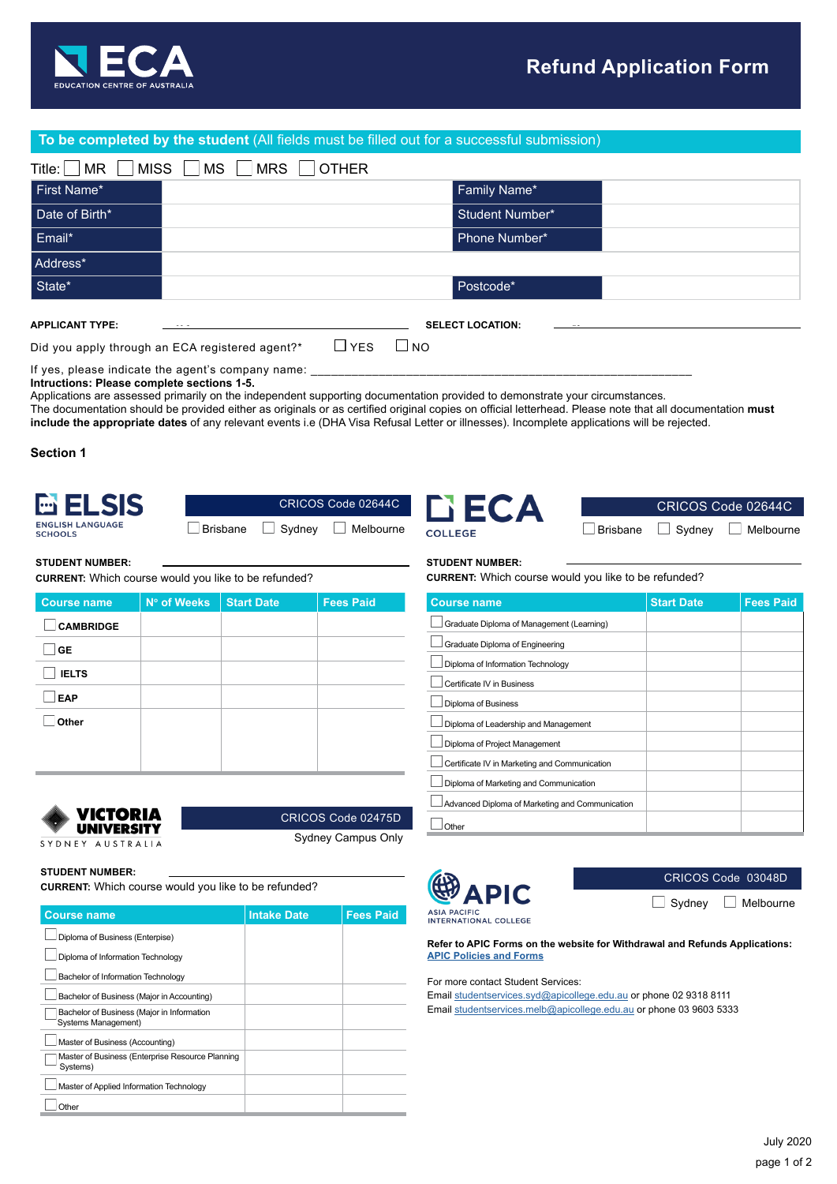# Refund Application Form

ECA EDUCATION CENTRE OF AUSTRALIA

**To be completed by the student** (All fields must be filled out for a successful submission)

Title: ☐ MR ☐ MISS ☐ MS ☐ MRS ☐ OTHER

| First Name* | | Family Name* | |
|---|---|---|---|
| Date of Birth* | | Student Number* | |
| Email* | | Phone Number* | |
| Address* | | | |
| State* | | Postcode* | |

**APPLICANT TYPE:** ______________________ **SELECT LOCATION:** ______________________

Did you apply through an ECA registered agent?* ☐ YES ☐ NO

If yes, please indicate the agent's company name: ________________________________________________

**Intructions: Please complete sections 1-5.**
Applications are assessed primarily on the independent supporting documentation provided to demonstrate your circumstances.
The documentation should be provided either as originals or as certified original copies on official letterhead. Please note that all documentation **must include the appropriate dates** of any relevant events i.e (DHA Visa Refusal Letter or illnesses). Incomplete applications will be rejected.

## Section 1

### ELSIS English Language Schools

CRICOS Code 02644C

☐ Brisbane ☐ Sydney ☐ Melbourne

**STUDENT NUMBER:** ______________________

**CURRENT:** Which course would you like to be refunded?

| Course name | Nº of Weeks | Start Date | Fees Paid |
|---|---|---|---|
| ☐ CAMBRIDGE | | | |
| ☐ GE | | | |
| ☐ IELTS | | | |
| ☐ EAP | | | |
| ☐ Other | | | |

### ECA College

CRICOS Code 02644C

☐ Brisbane ☐ Sydney ☐ Melbourne

**STUDENT NUMBER:** ______________________

**CURRENT:** Which course would you like to be refunded?

| Course name | Start Date | Fees Paid |
|---|---|---|
| ☐ Graduate Diploma of Management (Learning) | | |
| ☐ Graduate Diploma of Engineering | | |
| ☐ Diploma of Information Technology | | |
| ☐ Certificate IV in Business | | |
| ☐ Diploma of Business | | |
| ☐ Diploma of Leadership and Management | | |
| ☐ Diploma of Project Management | | |
| ☐ Certificate IV in Marketing and Communication | | |
| ☐ Diploma of Marketing and Communication | | |
| ☐ Advanced Diploma of Marketing and Communication | | |
| ☐ Other | | |

### Victoria University Sydney Australia

CRICOS Code 02475D

Sydney Campus Only

**STUDENT NUMBER:** ______________________

**CURRENT:** Which course would you like to be refunded?

| Course name | Intake Date | Fees Paid |
|---|---|---|
| ☐ Diploma of Business (Enterprise) | | |
| ☐ Diploma of Information Technology | | |
| ☐ Bachelor of Information Technology | | |
| ☐ Bachelor of Business (Major in Accounting) | | |
| ☐ Bachelor of Business (Major in Information Systems Management) | | |
| ☐ Master of Business (Accounting) | | |
| ☐ Master of Business (Enterprise Resource Planning Systems) | | |
| ☐ Master of Applied Information Technology | | |
| ☐ Other | | |

### APIC Asia Pacific International College

CRICOS Code 03048D

☐ Sydney ☐ Melbourne

**Refer to APIC Forms on the website for Withdrawal and Refunds Applications:**
**APIC Policies and Forms**

For more contact Student Services:
Email studentservices.syd@apicollege.edu.au or phone 02 9318 8111
Email studentservices.melb@apicollege.edu.au or phone 03 9603 5333

July 2020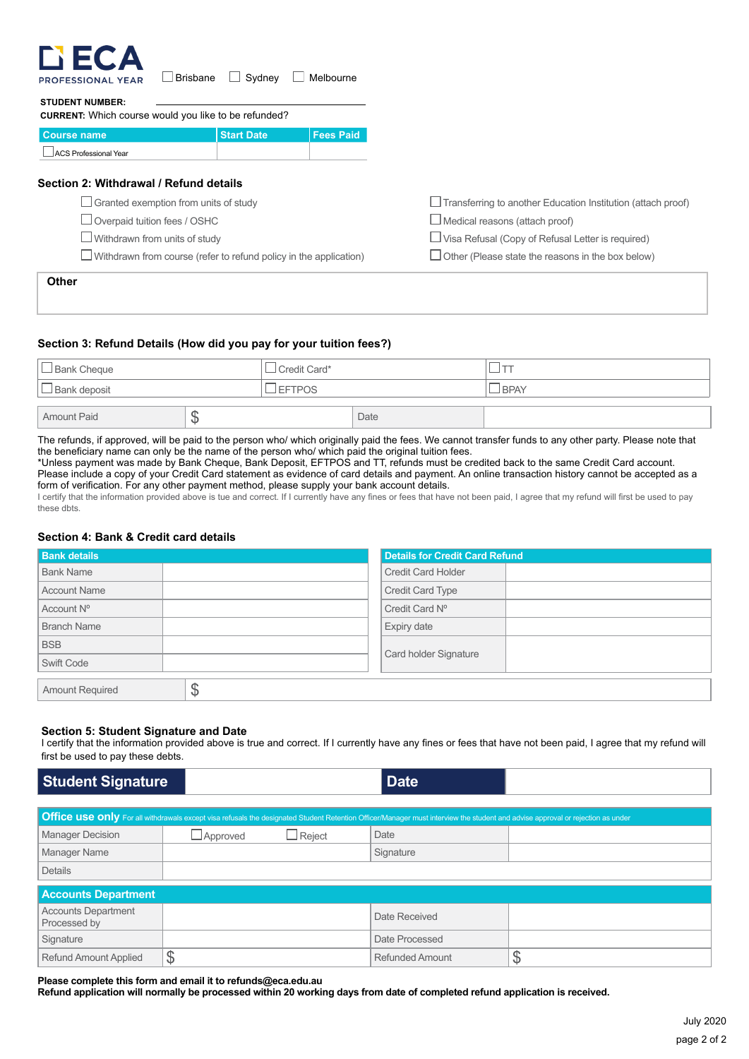ECA PROFESSIONAL YEAR

☐ Brisbane ☐ Sydney ☐ Melbourne

**STUDENT NUMBER:**

**CURRENT:** Which course would you like to be refunded?

| Course name | Start Date | Fees Paid |
|---|---|---|
| ☐ ACS Professional Year | | |

## Section 2: Withdrawal / Refund details

- ☐ Granted exemption from units of study
- ☐ Overpaid tuition fees / OSHC
- ☐ Withdrawn from units of study
- ☐ Withdrawn from course (refer to refund policy in the application)
- ☐ Transferring to another Education Institution (attach proof)
- ☐ Medical reasons (attach proof)
- ☐ Visa Refusal (Copy of Refusal Letter is required)
- ☐ Other (Please state the reasons in the box below)

**Other**

## Section 3: Refund Details (How did you pay for your tuition fees?)

| | | |
|---|---|---|
| ☐ Bank Cheque | ☐ Credit Card* | ☐ TT |
| ☐ Bank deposit | ☐ EFTPOS | ☐ BPAY |

| | | | |
|---|---|---|---|
| Amount Paid | $ | Date | |

The refunds, if approved, will be paid to the person who/ which originally paid the fees. We cannot transfer funds to any other party. Please note that the beneficiary name can only be the name of the person who/ which paid the original tuition fees.
*Unless payment was made by Bank Cheque, Bank Deposit, EFTPOS and TT, refunds must be credited back to the same Credit Card account. Please include a copy of your Credit Card statement as evidence of card details and payment. An online transaction history cannot be accepted as a form of verification. For any other payment method, please supply your bank account details.
I certify that the information provided above is tue and correct. If I currently have any fines or fees that have not been paid, I agree that my refund will first be used to pay these dbts.

## Section 4: Bank & Credit card details

| Bank details | |
|---|---|
| Bank Name | |
| Account Name | |
| Account Nº | |
| Branch Name | |
| BSB | |
| Swift Code | |

| Details for Credit Card Refund | |
|---|---|
| Credit Card Holder | |
| Credit Card Type | |
| Credit Card Nº | |
| Expiry date | |
| Card holder Signature | |

| | |
|---|---|
| Amount Required | $ |

## Section 5: Student Signature and Date

I certify that the information provided above is true and correct. If I currently have any fines or fees that have not been paid, I agree that my refund will first be used to pay these debts.

| | | | |
|---|---|---|---|
| **Student Signature** | | **Date** | |

**Office use only** For all withdrawals except visa refusals the designated Student Retention Officer/Manager must interview the student and advise approval or rejection as under

| | | | | |
|---|---|---|---|---|
| Manager Decision | ☐ Approved | ☐ Reject | Date | |
| Manager Name | | | Signature | |
| Details | | | | |

**Accounts Department**

| | | | |
|---|---|---|---|
| Accounts Department Processed by | | Date Received | |
| Signature | | Date Processed | |
| Refund Amount Applied | $ | Refunded Amount | $ |

**Please complete this form and email it to refunds@eca.edu.au**
**Refund application will normally be processed within 20 working days from date of completed refund application is received.**

July 2020